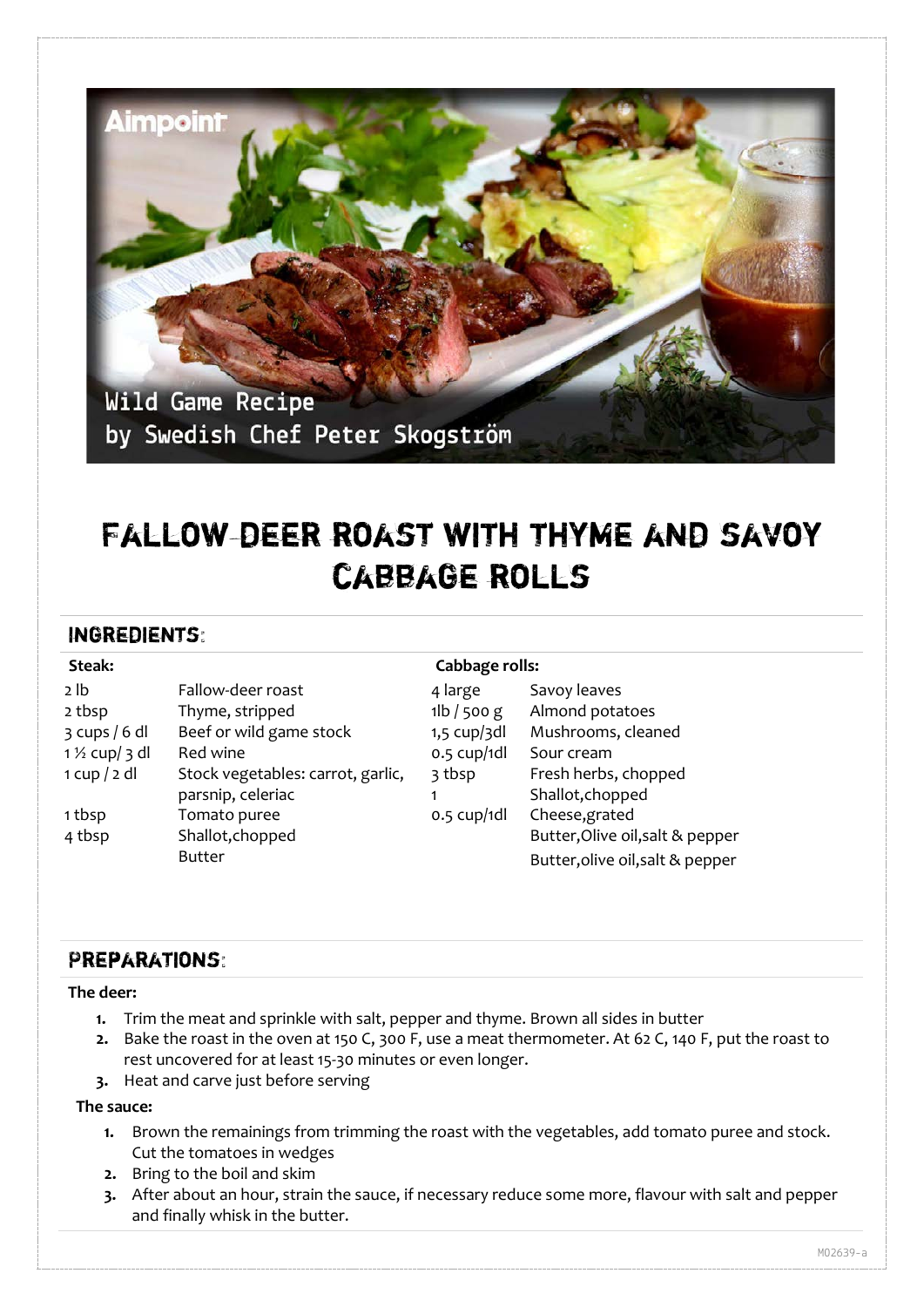# Fallow-Deer Roast with Thyme and Savoy Cabbage Rolls

## Ingredients:

**Steak:**

| | |
|---|---|
| 2 lb | Fallow-deer roast |
| 2 tbsp | Thyme, stripped |
| 3 cups / 6 dl | Beef or wild game stock |
| 1 ½ cup/ 3 dl | Red wine |
| 1 cup / 2 dl | Stock vegetables: carrot, garlic, parsnip, celeriac |
| 1 tbsp | Tomato puree |
| 4 tbsp | Shallot,chopped |
| | Butter |

**Cabbage rolls:**

| | |
|---|---|
| 4 large | Savoy leaves |
| 1lb / 500 g | Almond potatoes |
| 1,5 cup/3dl | Mushrooms, cleaned |
| 0.5 cup/1dl | Sour cream |
| 3 tbsp | Fresh herbs, chopped |
| 1 | Shallot,chopped |
| 0.5 cup/1dl | Cheese,grated |
| | Butter,Olive oil,salt & pepper |
| | Butter,olive oil,salt & pepper |

## Preparations:

**The deer:**

1. Trim the meat and sprinkle with salt, pepper and thyme. Brown all sides in butter
2. Bake the roast in the oven at 150 C, 300 F, use a meat thermometer. At 62 C, 140 F, put the roast to rest uncovered for at least 15-30 minutes or even longer.
3. Heat and carve just before serving

**The sauce:**

1. Brown the remainings from trimming the roast with the vegetables, add tomato puree and stock. Cut the tomatoes in wedges
2. Bring to the boil and skim
3. After about an hour, strain the sauce, if necessary reduce some more, flavour with salt and pepper and finally whisk in the butter.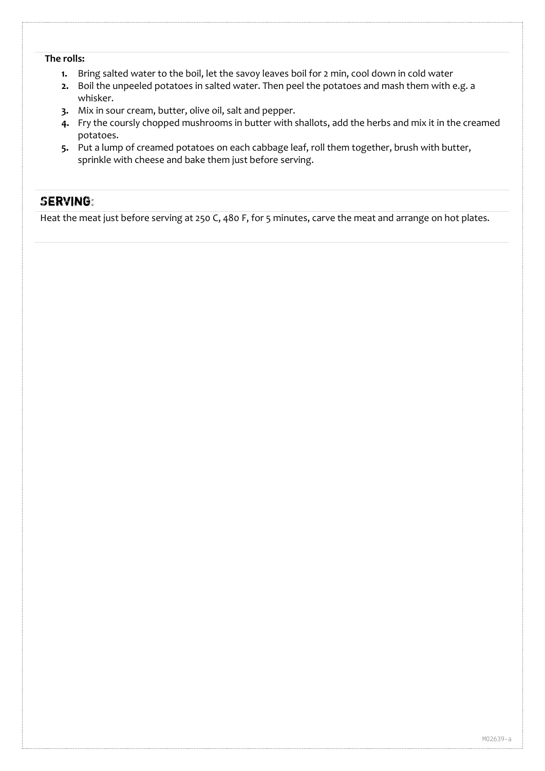**The rolls:**

1. Bring salted water to the boil, let the savoy leaves boil for 2 min, cool down in cold water
2. Boil the unpeeled potatoes in salted water. Then peel the potatoes and mash them with e.g. a whisker.
3. Mix in sour cream, butter, olive oil, salt and pepper.
4. Fry the coursly chopped mushrooms in butter with shallots, add the herbs and mix it in the creamed potatoes.
5. Put a lump of creamed potatoes on each cabbage leaf, roll them together, brush with butter, sprinkle with cheese and bake them just before serving.

## SERVING:

Heat the meat just before serving at 250 C, 480 F, for 5 minutes, carve the meat and arrange on hot plates.

M02639-a